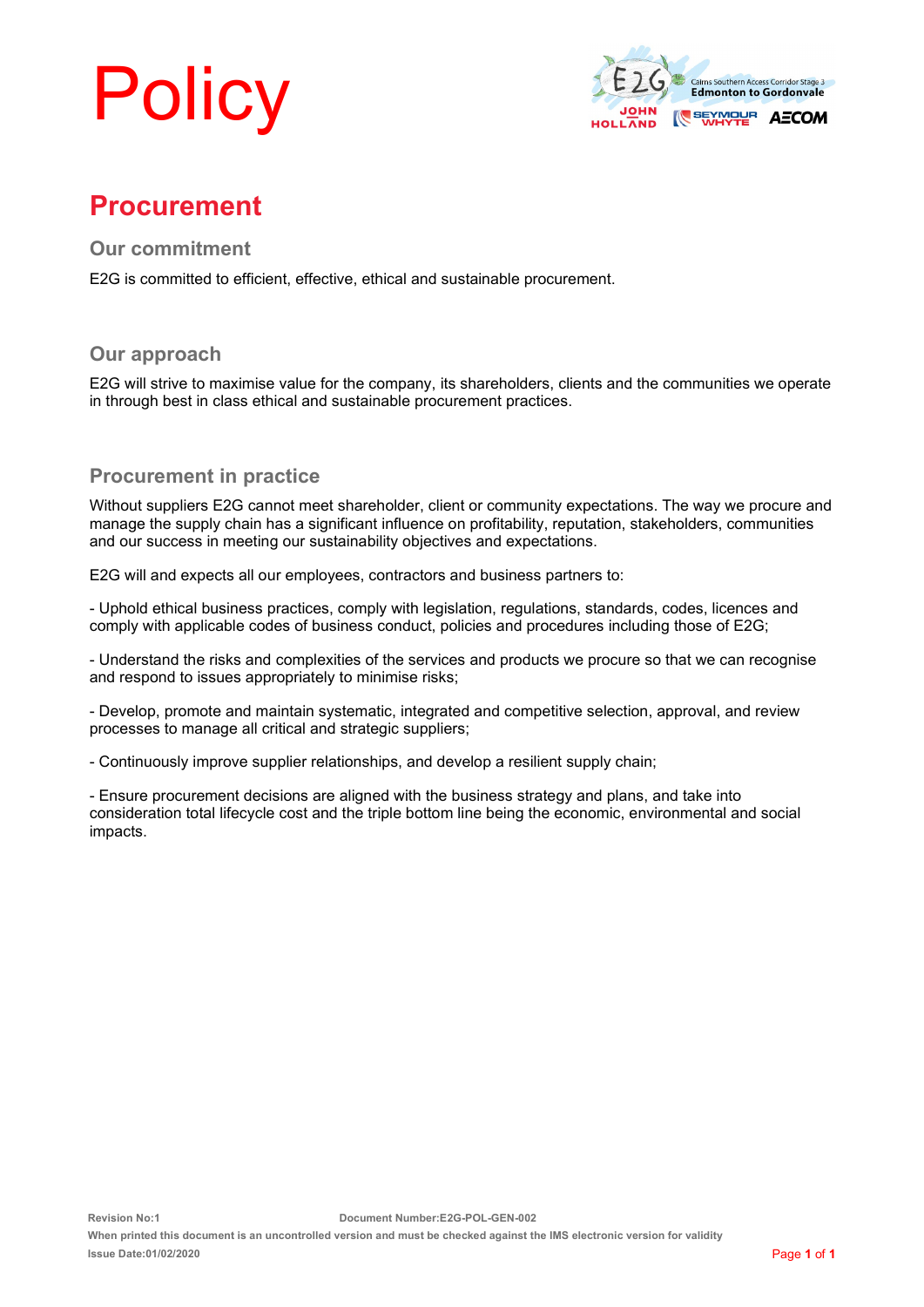# Policy

## Procurement

### Our commitment

E2G is committed to efficient, effective, ethical and sustainable procurement.

### Our approach

E2G will strive to maximise value for the company, its shareholders, clients and the communities we operate in through best in class ethical and sustainable procurement practices.

### Procurement in practice

Without suppliers E2G cannot meet shareholder, client or community expectations. The way we procure and manage the supply chain has a significant influence on profitability, reputation, stakeholders, communities and our success in meeting our sustainability objectives and expectations.

E2G will and expects all our employees, contractors and business partners to:

- Uphold ethical business practices, comply with legislation, regulations, standards, codes, licences and comply with applicable codes of business conduct, policies and procedures including those of E2G;

- Understand the risks and complexities of the services and products we procure so that we can recognise and respond to issues appropriately to minimise risks;

- Develop, promote and maintain systematic, integrated and competitive selection, approval, and review processes to manage all critical and strategic suppliers;

- Continuously improve supplier relationships, and develop a resilient supply chain;

- Ensure procurement decisions are aligned with the business strategy and plans, and take into consideration total lifecycle cost and the triple bottom line being the economic, environmental and social impacts.

Revision No:1 Document Number:E2G-POL-GEN-002

When printed this document is an uncontrolled version and must be checked against the IMS electronic version for validity

Issue Date:01/02/2020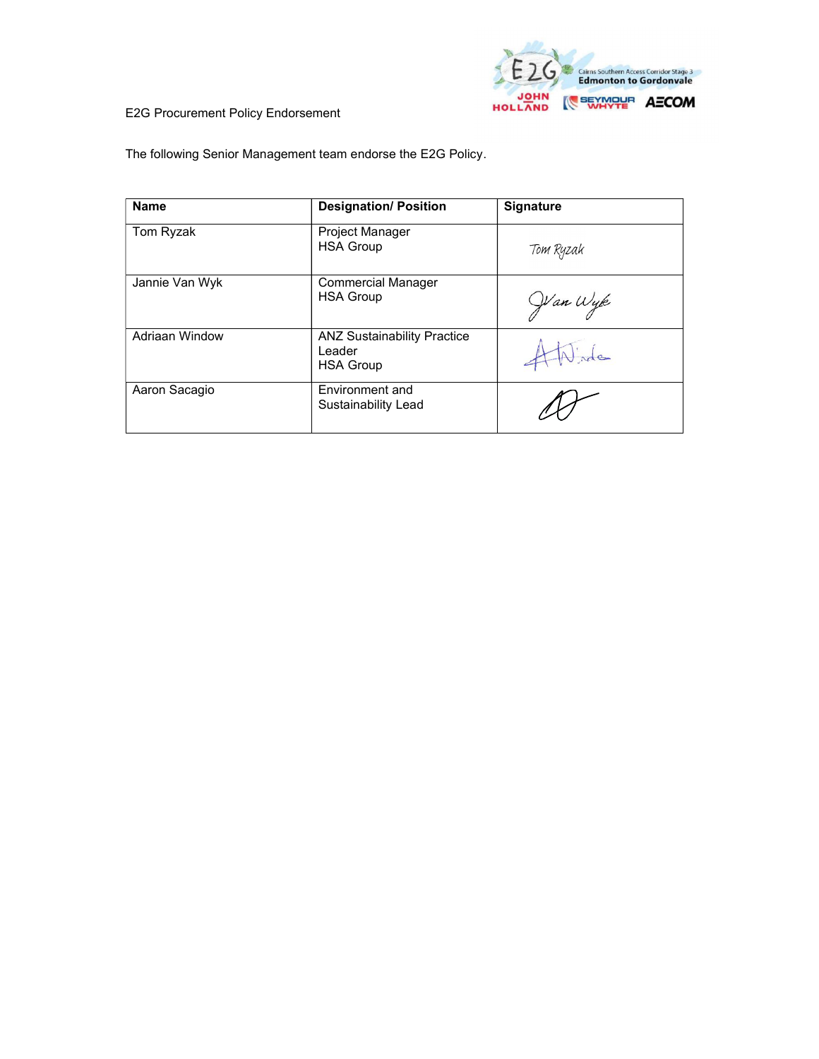E2G Procurement Policy Endorsement

The following Senior Management team endorse the E2G Policy.

| Name | Designation/ Position | Signature |
|---|---|---|
| Tom Ryzak | Project Manager<br>HSA Group | Tom Ryzak |
| Jannie Van Wyk | Commercial Manager<br>HSA Group | JVan Wyk |
| Adriaan Window | ANZ Sustainability Practice Leader<br>HSA Group | A Window |
| Aaron Sacagio | Environment and Sustainability Lead | |